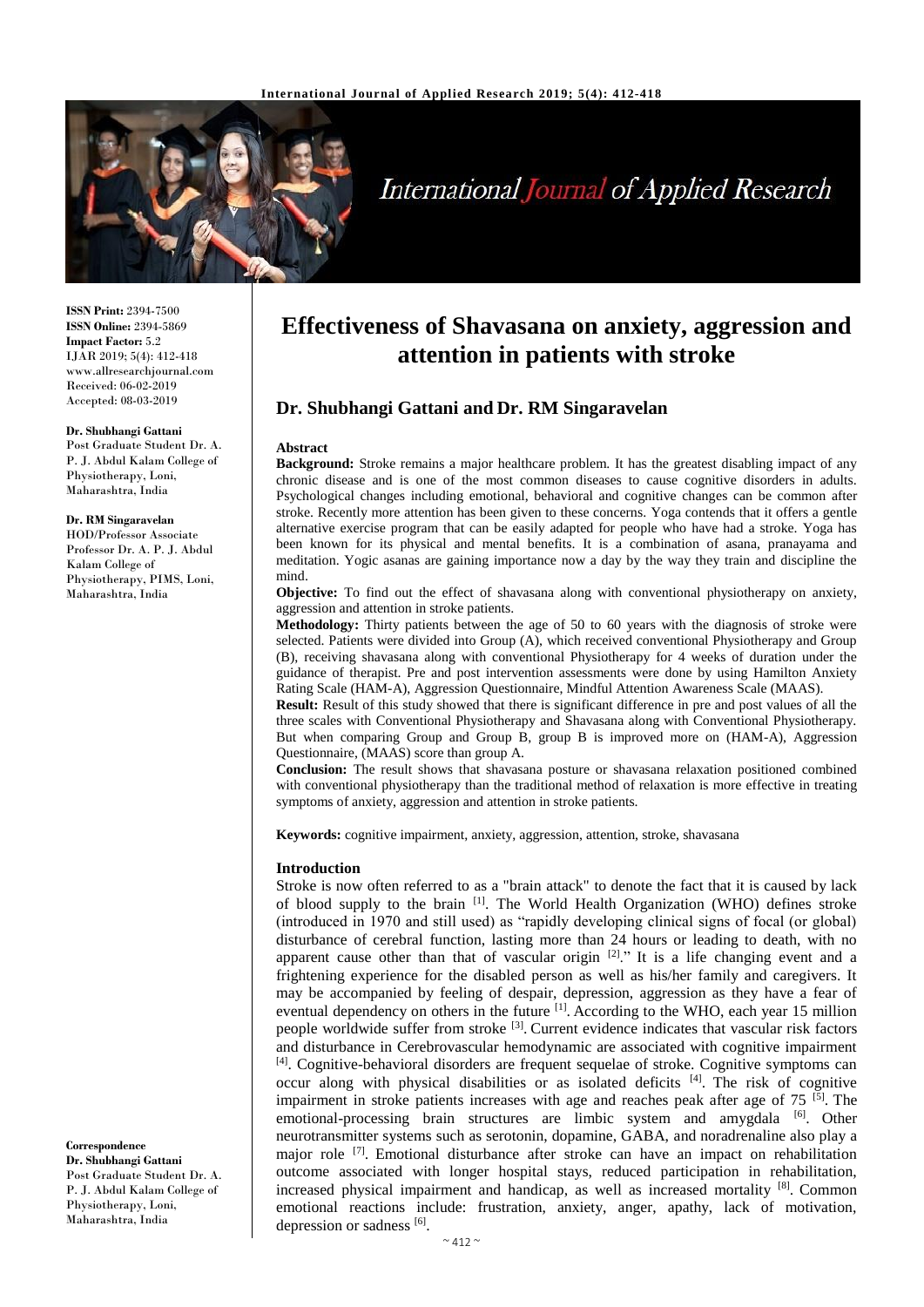**ISSN Print:** 2394-7500
**ISSN Online:** 2394-5869
**Impact Factor:** 5.2
IJAR 2019; 5(4): 412-418
www.allresearchjournal.com
Received: 06-02-2019
Accepted: 08-03-2019

**Dr. Shubhangi Gattani**
Post Graduate Student Dr. A. P. J. Abdul Kalam College of Physiotherapy, Loni, Maharashtra, India

**Dr. RM Singaravelan**
HOD/Professor Associate Professor Dr. A. P. J. Abdul Kalam College of Physiotherapy, PIMS, Loni, Maharashtra, India

**Correspondence**
**Dr. Shubhangi Gattani**
Post Graduate Student Dr. A. P. J. Abdul Kalam College of Physiotherapy, Loni, Maharashtra, India

# Effectiveness of Shavasana on anxiety, aggression and attention in patients with stroke

## Dr. Shubhangi Gattani and Dr. RM Singaravelan

### Abstract

**Background:** Stroke remains a major healthcare problem. It has the greatest disabling impact of any chronic disease and is one of the most common diseases to cause cognitive disorders in adults. Psychological changes including emotional, behavioral and cognitive changes can be common after stroke. Recently more attention has been given to these concerns. Yoga contends that it offers a gentle alternative exercise program that can be easily adapted for people who have had a stroke. Yoga has been known for its physical and mental benefits. It is a combination of asana, pranayama and meditation. Yogic asanas are gaining importance now a day by the way they train and discipline the mind.

**Objective:** To find out the effect of shavasana along with conventional physiotherapy on anxiety, aggression and attention in stroke patients.

**Methodology:** Thirty patients between the age of 50 to 60 years with the diagnosis of stroke were selected. Patients were divided into Group (A), which received conventional Physiotherapy and Group (B), receiving shavasana along with conventional Physiotherapy for 4 weeks of duration under the guidance of therapist. Pre and post intervention assessments were done by using Hamilton Anxiety Rating Scale (HAM-A), Aggression Questionnaire, Mindful Attention Awareness Scale (MAAS).

**Result:** Result of this study showed that there is significant difference in pre and post values of all the three scales with Conventional Physiotherapy and Shavasana along with Conventional Physiotherapy. But when comparing Group and Group B, group B is improved more on (HAM-A), Aggression Questionnaire, (MAAS) score than group A.

**Conclusion:** The result shows that shavasana posture or shavasana relaxation positioned combined with conventional physiotherapy than the traditional method of relaxation is more effective in treating symptoms of anxiety, aggression and attention in stroke patients.

**Keywords:** cognitive impairment, anxiety, aggression, attention, stroke, shavasana

### Introduction

Stroke is now often referred to as a "brain attack" to denote the fact that it is caused by lack of blood supply to the brain [1]. The World Health Organization (WHO) defines stroke (introduced in 1970 and still used) as "rapidly developing clinical signs of focal (or global) disturbance of cerebral function, lasting more than 24 hours or leading to death, with no apparent cause other than that of vascular origin [2]." It is a life changing event and a frightening experience for the disabled person as well as his/her family and caregivers. It may be accompanied by feeling of despair, depression, aggression as they have a fear of eventual dependency on others in the future [1]. According to the WHO, each year 15 million people worldwide suffer from stroke [3]. Current evidence indicates that vascular risk factors and disturbance in Cerebrovascular hemodynamic are associated with cognitive impairment [4]. Cognitive-behavioral disorders are frequent sequelae of stroke. Cognitive symptoms can occur along with physical disabilities or as isolated deficits [4]. The risk of cognitive impairment in stroke patients increases with age and reaches peak after age of 75 [5]. The emotional-processing brain structures are limbic system and amygdala [6]. Other neurotransmitter systems such as serotonin, dopamine, GABA, and noradrenaline also play a major role [7]. Emotional disturbance after stroke can have an impact on rehabilitation outcome associated with longer hospital stays, reduced participation in rehabilitation, increased physical impairment and handicap, as well as increased mortality [8]. Common emotional reactions include: frustration, anxiety, anger, apathy, lack of motivation, depression or sadness [6].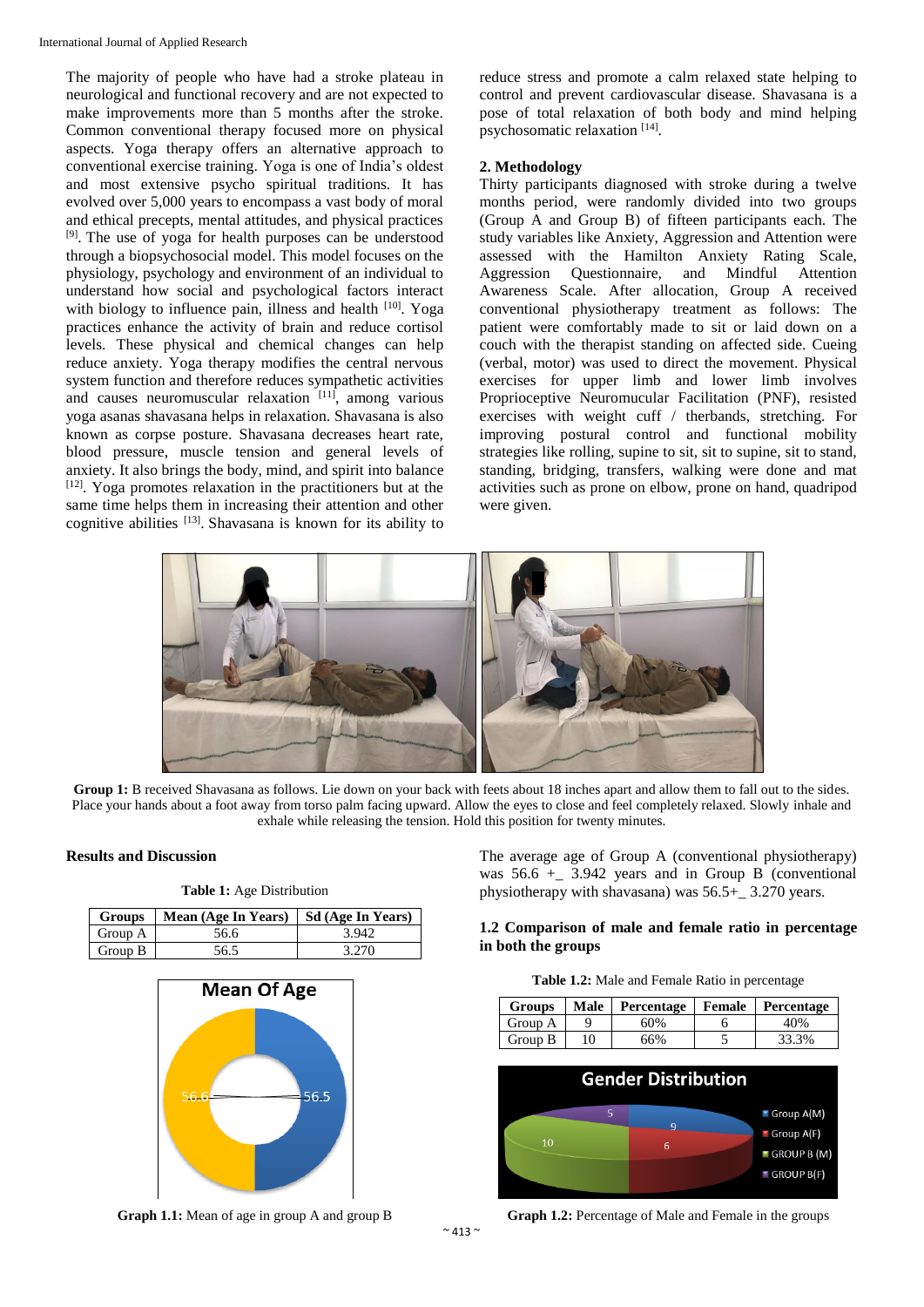The majority of people who have had a stroke plateau in neurological and functional recovery and are not expected to make improvements more than 5 months after the stroke. Common conventional therapy focused more on physical aspects. Yoga therapy offers an alternative approach to conventional exercise training. Yoga is one of India's oldest and most extensive psycho spiritual traditions. It has evolved over 5,000 years to encompass a vast body of moral and ethical precepts, mental attitudes, and physical practices [9]. The use of yoga for health purposes can be understood through a biopsychosocial model. This model focuses on the physiology, psychology and environment of an individual to understand how social and psychological factors interact with biology to influence pain, illness and health [10]. Yoga practices enhance the activity of brain and reduce cortisol levels. These physical and chemical changes can help reduce anxiety. Yoga therapy modifies the central nervous system function and therefore reduces sympathetic activities and causes neuromuscular relaxation [11], among various yoga asanas shavasana helps in relaxation. Shavasana is also known as corpse posture. Shavasana decreases heart rate, blood pressure, muscle tension and general levels of anxiety. It also brings the body, mind, and spirit into balance [12]. Yoga promotes relaxation in the practitioners but at the same time helps them in increasing their attention and other cognitive abilities [13]. Shavasana is known for its ability to reduce stress and promote a calm relaxed state helping to control and prevent cardiovascular disease. Shavasana is a pose of total relaxation of both body and mind helping psychosomatic relaxation [14].

## 2. Methodology

Thirty participants diagnosed with stroke during a twelve months period, were randomly divided into two groups (Group A and Group B) of fifteen participants each. The study variables like Anxiety, Aggression and Attention were assessed with the Hamilton Anxiety Rating Scale, Aggression Questionnaire, and Mindful Attention Awareness Scale. After allocation, Group A received conventional physiotherapy treatment as follows: The patient were comfortably made to sit or laid down on a couch with the therapist standing on affected side. Cueing (verbal, motor) was used to direct the movement. Physical exercises for upper limb and lower limb involves Proprioceptive Neuromuscular Facilitation (PNF), resisted exercises with weight cuff / therbands, stretching. For improving postural control and functional mobility strategies like rolling, supine to sit, sit to supine, sit to stand, standing, bridging, transfers, walking were done and mat activities such as prone on elbow, prone on hand, quadripod were given.

**Group 1:** B received Shavasana as follows. Lie down on your back with feets about 18 inches apart and allow them to fall out to the sides. Place your hands about a foot away from torso palm facing upward. Allow the eyes to close and feel completely relaxed. Slowly inhale and exhale while releasing the tension. Hold this position for twenty minutes.

## Results and Discussion

**Table 1:** Age Distribution

| Groups | Mean (Age In Years) | Sd (Age In Years) |
|---|---|---|
| Group A | 56.6 | 3.942 |
| Group B | 56.5 | 3.270 |

**Graph 1.1:** Mean of age in group A and group B

The average age of Group A (conventional physiotherapy) was 56.6 +_ 3.942 years and in Group B (conventional physiotherapy with shavasana) was 56.5+_ 3.270 years.

### 1.2 Comparison of male and female ratio in percentage in both the groups

**Table 1.2:** Male and Female Ratio in percentage

| Groups | Male | Percentage | Female | Percentage |
|---|---|---|---|---|
| Group A | 9 | 60% | 6 | 40% |
| Group B | 10 | 66% | 5 | 33.3% |

**Graph 1.2:** Percentage of Male and Female in the groups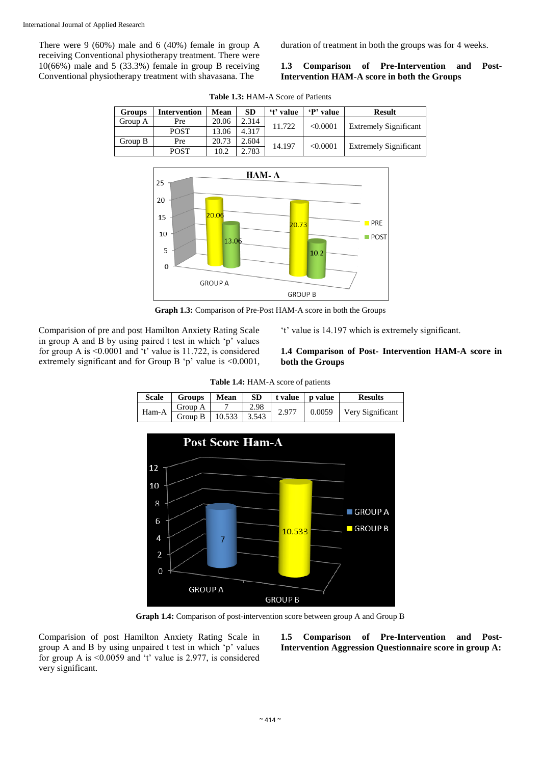There were 9 (60%) male and 6 (40%) female in group A receiving Conventional physiotherapy treatment. There were 10(66%) male and 5 (33.3%) female in group B receiving Conventional physiotherapy treatment with shavasana. The duration of treatment in both the groups was for 4 weeks.

### 1.3 Comparison of Pre-Intervention and Post-Intervention HAM-A score in both the Groups

**Table 1.3:** HAM-A Score of Patients

| Groups | Intervention | Mean | SD | 't' value | 'P' value | Result |
|---|---|---|---|---|---|---|
| Group A | Pre | 20.06 | 2.314 | 11.722 | <0.0001 | Extremely Significant |
| | POST | 13.06 | 4.317 | | | |
| Group B | Pre | 20.73 | 2.604 | 14.197 | <0.0001 | Extremely Significant |
| | POST | 10.2 | 2.783 | | | |

**Graph 1.3:** Comparison of Pre-Post HAM-A score in both the Groups

Comparision of pre and post Hamilton Anxiety Rating Scale in group A and B by using paired t test in which 'p' values for group A is <0.0001 and 't' value is 11.722, is considered extremely significant and for Group B 'p' value is <0.0001, 't' value is 14.197 which is extremely significant.

### 1.4 Comparison of Post- Intervention HAM-A score in both the Groups

**Table 1.4:** HAM-A score of patients

| Scale | Groups | Mean | SD | t value | p value | Results |
|---|---|---|---|---|---|---|
| Ham-A | Group A | 7 | 2.98 | 2.977 | 0.0059 | Very Significant |
| | Group B | 10.533 | 3.543 | | | |

**Graph 1.4:** Comparison of post-intervention score between group A and Group B

Comparision of post Hamilton Anxiety Rating Scale in group A and B by using unpaired t test in which 'p' values for group A is <0.0059 and 't' value is 2.977, is considered very significant.

### 1.5 Comparison of Pre-Intervention and Post-Intervention Aggression Questionnaire score in group A: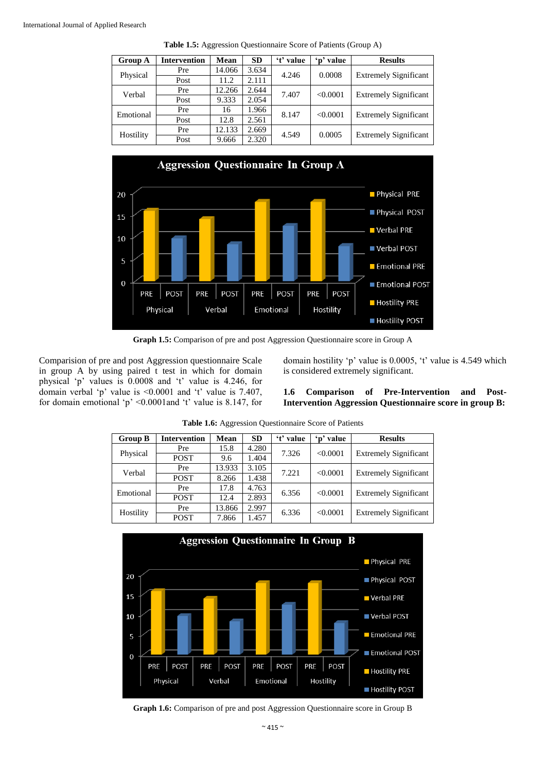**Table 1.5:** Aggression Questionnaire Score of Patients (Group A)

| Group A | Intervention | Mean | SD | 't' value | 'p' value | Results |
|---|---|---|---|---|---|---|
| Physical | Pre | 14.066 | 3.634 | 4.246 | 0.0008 | Extremely Significant |
| | Post | 11.2 | 2.111 | | | |
| Verbal | Pre | 12.266 | 2.644 | 7.407 | <0.0001 | Extremely Significant |
| | Post | 9.333 | 2.054 | | | |
| Emotional | Pre | 16 | 1.966 | 8.147 | <0.0001 | Extremely Significant |
| | Post | 12.8 | 2.561 | | | |
| Hostility | Pre | 12.133 | 2.669 | 4.549 | 0.0005 | Extremely Significant |
| | Post | 9.666 | 2.320 | | | |

**Graph 1.5:** Comparison of pre and post Aggression Questionnaire score in Group A

Comparision of pre and post Aggression questionnaire Scale in group A by using paired t test in which for domain physical 'p' values is 0.0008 and 't' value is 4.246, for domain verbal 'p' value is <0.0001 and 't' value is 7.407, for domain emotional 'p' <0.0001and 't' value is 8.147, for domain hostility 'p' value is 0.0005, 't' value is 4.549 which is considered extremely significant.

### 1.6 Comparison of Pre-Intervention and Post-Intervention Aggression Questionnaire score in group B:

**Table 1.6:** Aggression Questionnaire Score of Patients

| Group B | Intervention | Mean | SD | 't' value | 'p' value | Results |
|---|---|---|---|---|---|---|
| Physical | Pre | 15.8 | 4.280 | 7.326 | <0.0001 | Extremely Significant |
| | POST | 9.6 | 1.404 | | | |
| Verbal | Pre | 13.933 | 3.105 | 7.221 | <0.0001 | Extremely Significant |
| | POST | 8.266 | 1.438 | | | |
| Emotional | Pre | 17.8 | 4.763 | 6.356 | <0.0001 | Extremely Significant |
| | POST | 12.4 | 2.893 | | | |
| Hostility | Pre | 13.866 | 2.997 | 6.336 | <0.0001 | Extremely Significant |
| | POST | 7.866 | 1.457 | | | |

**Graph 1.6:** Comparison of pre and post Aggression Questionnaire score in Group B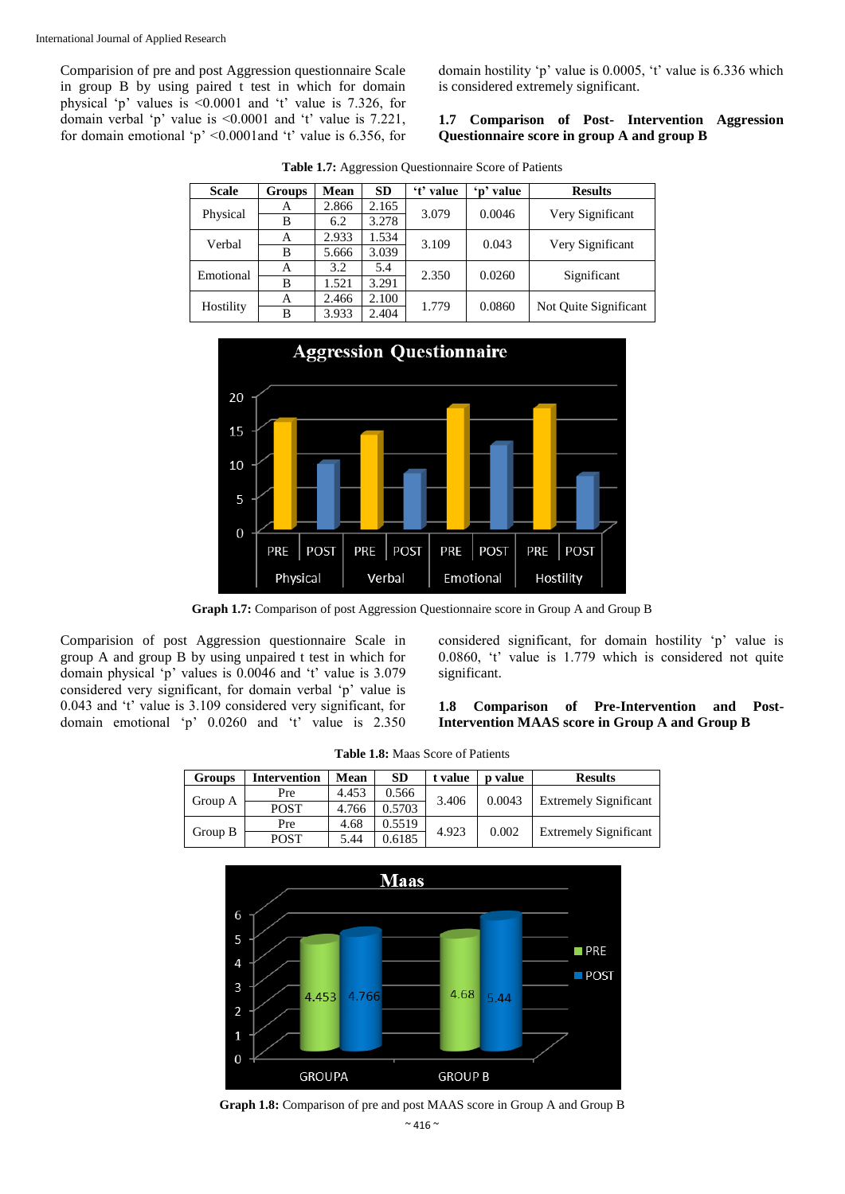Comparision of pre and post Aggression questionnaire Scale in group B by using paired t test in which for domain physical 'p' values is <0.0001 and 't' value is 7.326, for domain verbal 'p' value is <0.0001 and 't' value is 7.221, for domain emotional 'p' <0.0001and 't' value is 6.356, for domain hostility 'p' value is 0.0005, 't' value is 6.336 which is considered extremely significant.

### 1.7 Comparison of Post- Intervention Aggression Questionnaire score in group A and group B

**Table 1.7:** Aggression Questionnaire Score of Patients

| Scale | Groups | Mean | SD | 't' value | 'p' value | Results |
|---|---|---|---|---|---|---|
| Physical | A | 2.866 | 2.165 | 3.079 | 0.0046 | Very Significant |
| | B | 6.2 | 3.278 | | | |
| Verbal | A | 2.933 | 1.534 | 3.109 | 0.043 | Very Significant |
| | B | 5.666 | 3.039 | | | |
| Emotional | A | 3.2 | 5.4 | 2.350 | 0.0260 | Significant |
| | B | 1.521 | 3.291 | | | |
| Hostility | A | 2.466 | 2.100 | 1.779 | 0.0860 | Not Quite Significant |
| | B | 3.933 | 2.404 | | | |

**Graph 1.7:** Comparison of post Aggression Questionnaire score in Group A and Group B

Comparision of post Aggression questionnaire Scale in group A and group B by using unpaired t test in which for domain physical 'p' values is 0.0046 and 't' value is 3.079 considered very significant, for domain verbal 'p' value is 0.043 and 't' value is 3.109 considered very significant, for domain emotional 'p' 0.0260 and 't' value is 2.350 considered significant, for domain hostility 'p' value is 0.0860, 't' value is 1.779 which is considered not quite significant.

### 1.8 Comparison of Pre-Intervention and Post-Intervention MAAS score in Group A and Group B

**Table 1.8:** Maas Score of Patients

| Groups | Intervention | Mean | SD | t value | p value | Results |
|---|---|---|---|---|---|---|
| Group A | Pre | 4.453 | 0.566 | 3.406 | 0.0043 | Extremely Significant |
| | POST | 4.766 | 0.5703 | | | |
| Group B | Pre | 4.68 | 0.5519 | 4.923 | 0.002 | Extremely Significant |
| | POST | 5.44 | 0.6185 | | | |

**Graph 1.8:** Comparison of pre and post MAAS score in Group A and Group B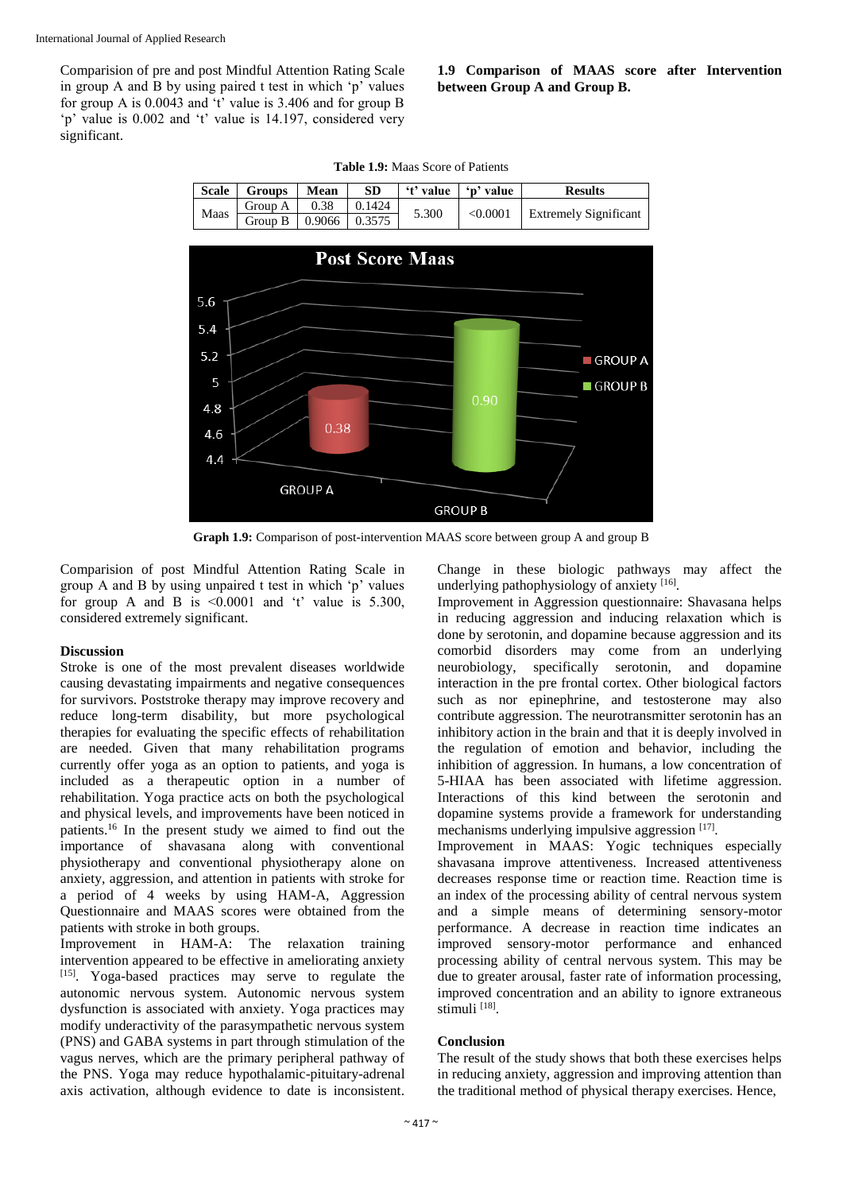Comparision of pre and post Mindful Attention Rating Scale in group A and B by using paired t test in which 'p' values for group A is 0.0043 and 't' value is 3.406 and for group B 'p' value is 0.002 and 't' value is 14.197, considered very significant.

**1.9 Comparison of MAAS score after Intervention between Group A and Group B.**

**Table 1.9:** Maas Score of Patients

| Scale | Groups | Mean | SD | 't' value | 'p' value | Results |
|---|---|---|---|---|---|---|
| Maas | Group A | 0.38 | 0.1424 | 5.300 | <0.0001 | Extremely Significant |
| | Group B | 0.9066 | 0.3575 | | | |

**Graph 1.9:** Comparison of post-intervention MAAS score between group A and group B

Comparision of post Mindful Attention Rating Scale in group A and B by using unpaired t test in which 'p' values for group A and B is <0.0001 and 't' value is 5.300, considered extremely significant.

## Discussion

Stroke is one of the most prevalent diseases worldwide causing devastating impairments and negative consequences for survivors. Poststroke therapy may improve recovery and reduce long-term disability, but more psychological therapies for evaluating the specific effects of rehabilitation are needed. Given that many rehabilitation programs currently offer yoga as an option to patients, and yoga is included as a therapeutic option in a number of rehabilitation. Yoga practice acts on both the psychological and physical levels, and improvements have been noticed in patients.[16] In the present study we aimed to find out the importance of shavasana along with conventional physiotherapy and conventional physiotherapy alone on anxiety, aggression, and attention in patients with stroke for a period of 4 weeks by using HAM-A, Aggression Questionnaire and MAAS scores were obtained from the patients with stroke in both groups.

Improvement in HAM-A: The relaxation training intervention appeared to be effective in ameliorating anxiety [15]. Yoga-based practices may serve to regulate the autonomic nervous system. Autonomic nervous system dysfunction is associated with anxiety. Yoga practices may modify underactivity of the parasympathetic nervous system (PNS) and GABA systems in part through stimulation of the vagus nerves, which are the primary peripheral pathway of the PNS. Yoga may reduce hypothalamic-pituitary-adrenal axis activation, although evidence to date is inconsistent. Change in these biologic pathways may affect the underlying pathophysiology of anxiety [16].

Improvement in Aggression questionnaire: Shavasana helps in reducing aggression and inducing relaxation which is done by serotonin, and dopamine because aggression and its comorbid disorders may come from an underlying neurobiology, specifically serotonin, and dopamine interaction in the pre frontal cortex. Other biological factors such as nor epinephrine, and testosterone may also contribute aggression. The neurotransmitter serotonin has an inhibitory action in the brain and that it is deeply involved in the regulation of emotion and behavior, including the inhibition of aggression. In humans, a low concentration of 5-HIAA has been associated with lifetime aggression. Interactions of this kind between the serotonin and dopamine systems provide a framework for understanding mechanisms underlying impulsive aggression [17].

Improvement in MAAS: Yogic techniques especially shavasana improve attentiveness. Increased attentiveness decreases response time or reaction time. Reaction time is an index of the processing ability of central nervous system and a simple means of determining sensory-motor performance. A decrease in reaction time indicates an improved sensory-motor performance and enhanced processing ability of central nervous system. This may be due to greater arousal, faster rate of information processing, improved concentration and an ability to ignore extraneous stimuli [18].

## Conclusion

The result of the study shows that both these exercises helps in reducing anxiety, aggression and improving attention than the traditional method of physical therapy exercises. Hence,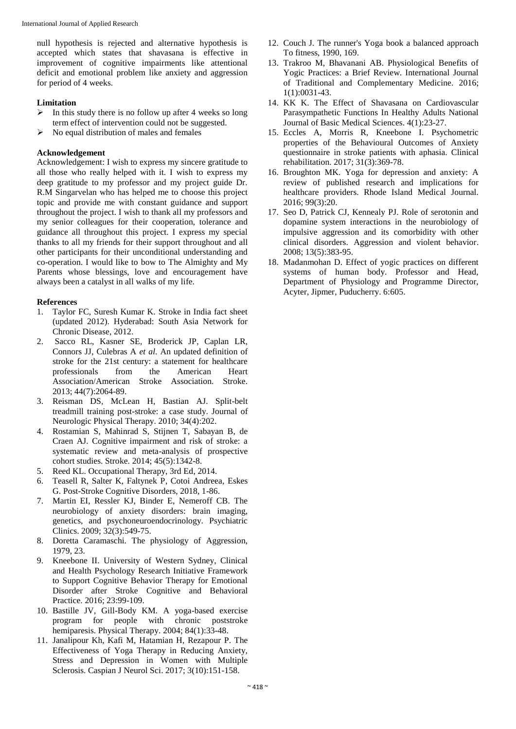null hypothesis is rejected and alternative hypothesis is accepted which states that shavasana is effective in improvement of cognitive impairments like attentional deficit and emotional problem like anxiety and aggression for period of 4 weeks.

### Limitation

- In this study there is no follow up after 4 weeks so long term effect of intervention could not be suggested.
- No equal distribution of males and females

### Acknowledgement

Acknowledgement: I wish to express my sincere gratitude to all those who really helped with it. I wish to express my deep gratitude to my professor and my project guide Dr. R.M Singarvelan who has helped me to choose this project topic and provide me with constant guidance and support throughout the project. I wish to thank all my professors and my senior colleagues for their cooperation, tolerance and guidance all throughout this project. I express my special thanks to all my friends for their support throughout and all other participants for their unconditional understanding and co-operation. I would like to bow to The Almighty and My Parents whose blessings, love and encouragement have always been a catalyst in all walks of my life.

### References

1. Taylor FC, Suresh Kumar K. Stroke in India fact sheet (updated 2012). Hyderabad: South Asia Network for Chronic Disease, 2012.
2. Sacco RL, Kasner SE, Broderick JP, Caplan LR, Connors JJ, Culebras A *et al.* An updated definition of stroke for the 21st century: a statement for healthcare professionals from the American Heart Association/American Stroke Association. Stroke. 2013; 44(7):2064-89.
3. Reisman DS, McLean H, Bastian AJ. Split-belt treadmill training post-stroke: a case study. Journal of Neurologic Physical Therapy. 2010; 34(4):202.
4. Rostamian S, Mahinrad S, Stijnen T, Sabayan B, de Craen AJ. Cognitive impairment and risk of stroke: a systematic review and meta-analysis of prospective cohort studies. Stroke. 2014; 45(5):1342-8.
5. Reed KL. Occupational Therapy, 3rd Ed, 2014.
6. Teasell R, Salter K, Faltynek P, Cotoi Andreea, Eskes G. Post-Stroke Cognitive Disorders, 2018, 1-86.
7. Martin EI, Ressler KJ, Binder E, Nemeroff CB. The neurobiology of anxiety disorders: brain imaging, genetics, and psychoneuroendocrinology. Psychiatric Clinics. 2009; 32(3):549-75.
8. Doretta Caramaschi. The physiology of Aggression, 1979, 23.
9. Kneebone II. University of Western Sydney, Clinical and Health Psychology Research Initiative Framework to Support Cognitive Behavior Therapy for Emotional Disorder after Stroke Cognitive and Behavioral Practice. 2016; 23:99-109.
10. Bastille JV, Gill-Body KM. A yoga-based exercise program for people with chronic poststroke hemiparesis. Physical Therapy. 2004; 84(1):33-48.
11. Janalipour Kh, Kafi M, Hatamian H, Rezapour P. The Effectiveness of Yoga Therapy in Reducing Anxiety, Stress and Depression in Women with Multiple Sclerosis. Caspian J Neurol Sci. 2017; 3(10):151-158.
12. Couch J. The runner's Yoga book a balanced approach To fitness, 1990, 169.
13. Trakroo M, Bhavanani AB. Physiological Benefits of Yogic Practices: a Brief Review. International Journal of Traditional and Complementary Medicine. 2016; 1(1):0031-43.
14. KK K. The Effect of Shavasana on Cardiovascular Parasympathetic Functions In Healthy Adults National Journal of Basic Medical Sciences. 4(1):23-27.
15. Eccles A, Morris R, Kneebone I. Psychometric properties of the Behavioural Outcomes of Anxiety questionnaire in stroke patients with aphasia. Clinical rehabilitation. 2017; 31(3):369-78.
16. Broughton MK. Yoga for depression and anxiety: A review of published research and implications for healthcare providers. Rhode Island Medical Journal. 2016; 99(3):20.
17. Seo D, Patrick CJ, Kennealy PJ. Role of serotonin and dopamine system interactions in the neurobiology of impulsive aggression and its comorbidity with other clinical disorders. Aggression and violent behavior. 2008; 13(5):383-95.
18. Madanmohan D. Effect of yogic practices on different systems of human body. Professor and Head, Department of Physiology and Programme Director, Acyter, Jipmer, Puducherry. 6:605.